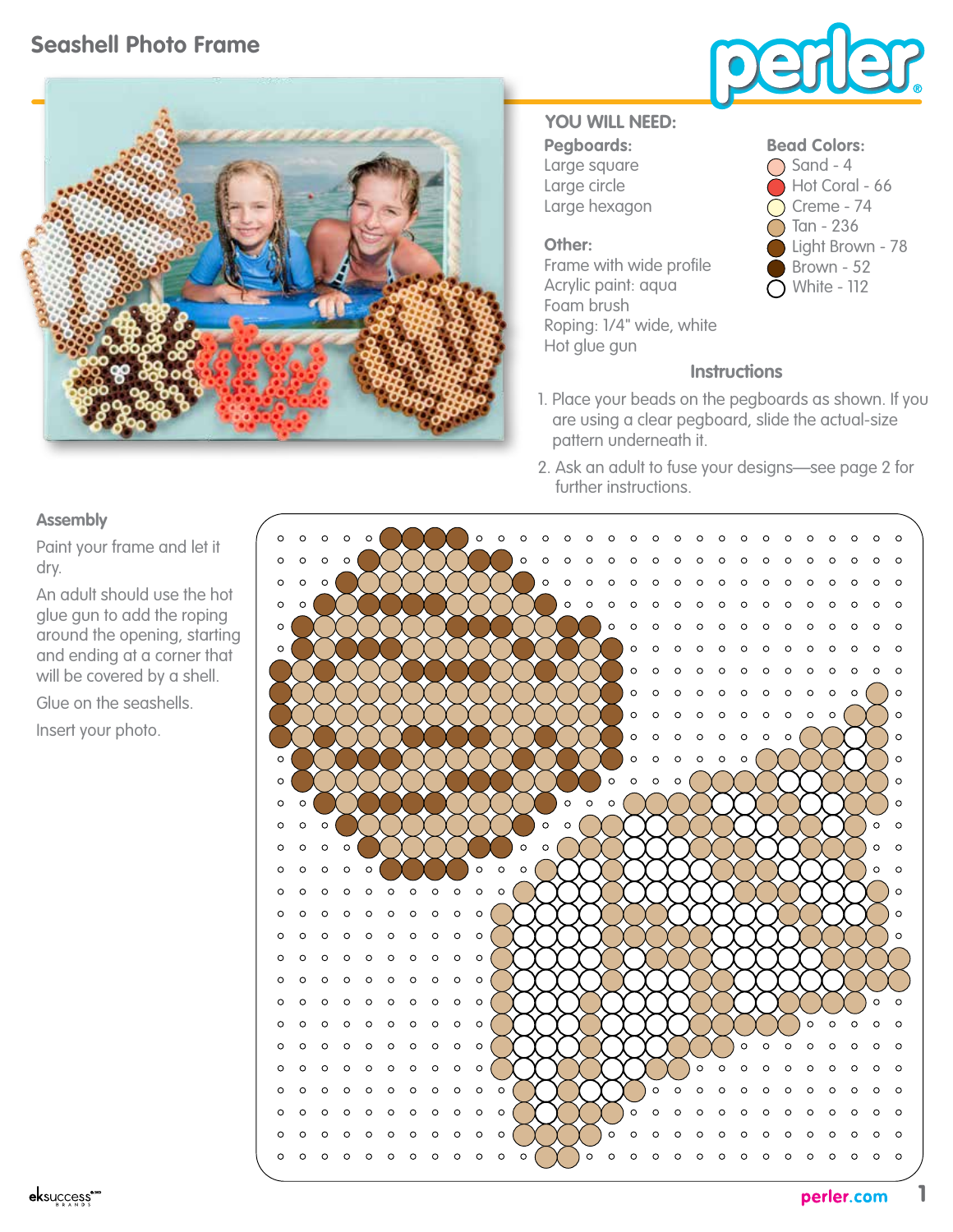# Seashell Photo Frame

perler

## YOU WILL NEED:

**Pegboards:**
Large square
Large circle
Large hexagon

**Other:**
Frame with wide profile
Acrylic paint: aqua
Foam brush
Roping: 1/4" wide, white
Hot glue gun

**Bead Colors:**
- Sand - 4
- Hot Coral - 66
- Creme - 74
- Tan - 236
- Light Brown - 78
- Brown - 52
- White - 112

## Instructions

1. Place your beads on the pegboards as shown. If you are using a clear pegboard, slide the actual-size pattern underneath it.
2. Ask an adult to fuse your designs—see page 2 for further instructions.

## Assembly

Paint your frame and let it dry.

An adult should use the hot glue gun to add the roping around the opening, starting and ending at a corner that will be covered by a shell.

Glue on the seashells.

Insert your photo.

perler.com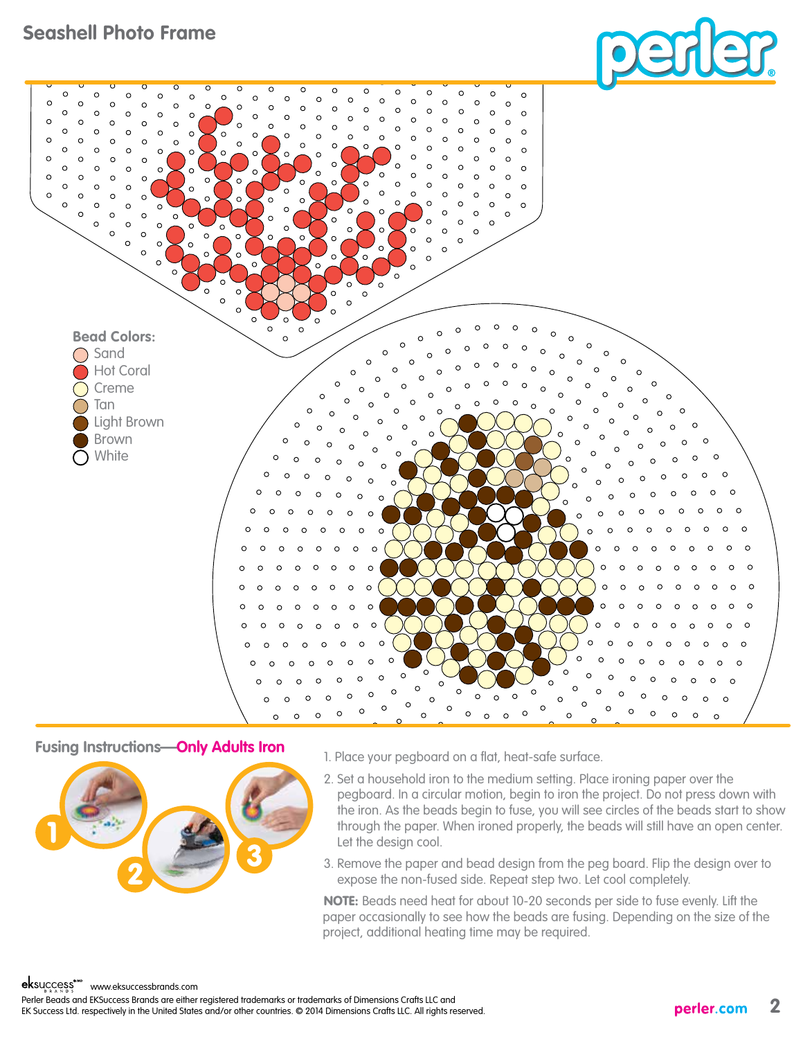# Seashell Photo Frame

**Bead Colors:**

- Sand
- Hot Coral
- Creme
- Tan
- Light Brown
- Brown
- White

## Fusing Instructions—Only Adults Iron

1. Place your pegboard on a flat, heat-safe surface.
2. Set a household iron to the medium setting. Place ironing paper over the pegboard. In a circular motion, begin to iron the project. Do not press down with the iron. As the beads begin to fuse, you will see circles of the beads start to show through the paper. When ironed properly, the beads will still have an open center. Let the design cool.
3. Remove the paper and bead design from the peg board. Flip the design over to expose the non-fused side. Repeat step two. Let cool completely.

**NOTE:** Beads need heat for about 10-20 seconds per side to fuse evenly. Lift the paper occasionally to see how the beads are fusing. Depending on the size of the project, additional heating time may be required.

www.eksuccessbrands.com

Perler Beads and EKSuccess Brands are either registered trademarks or trademarks of Dimensions Crafts LLC and EK Success Ltd. respectively in the United States and/or other countries. © 2014 Dimensions Crafts LLC. All rights reserved.

perler.com